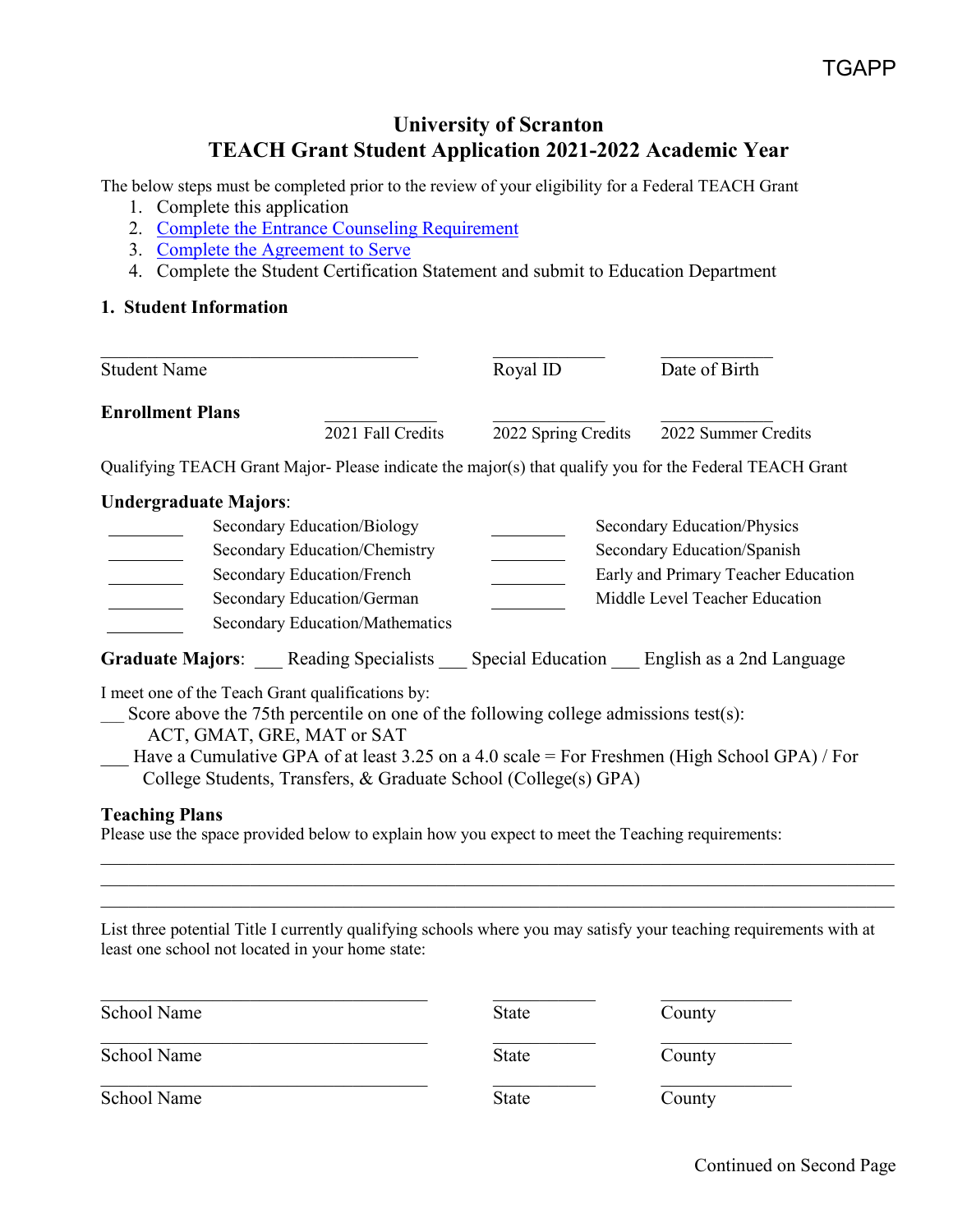TGAPP

# University of Scranton
# TEACH Grant Student Application 2021-2022 Academic Year

The below steps must be completed prior to the review of your eligibility for a Federal TEACH Grant

1. Complete this application
2. Complete the Entrance Counseling Requirement
3. Complete the Agreement to Serve
4. Complete the Student Certification Statement and submit to Education Department

## 1. Student Information

| _______________________ | _____________ | _____________ |
|---|---|---|
| Student Name | Royal ID | Date of Birth |

**Enrollment Plans**

| _____________ | _____________ | _____________ |
|---|---|---|
| 2021 Fall Credits | 2022 Spring Credits | 2022 Summer Credits |

Qualifying TEACH Grant Major- Please indicate the major(s) that qualify you for the Federal TEACH Grant

**Undergraduate Majors**:

| | | | |
|---|---|---|---|
| ________ | Secondary Education/Biology | ________ | Secondary Education/Physics |
| ________ | Secondary Education/Chemistry | ________ | Secondary Education/Spanish |
| ________ | Secondary Education/French | ________ | Early and Primary Teacher Education |
| ________ | Secondary Education/German | ________ | Middle Level Teacher Education |
| ________ | Secondary Education/Mathematics | | |

**Graduate Majors**: ___ Reading Specialists ___ Special Education ___ English as a 2nd Language

I meet one of the Teach Grant qualifications by:

___ Score above the 75th percentile on one of the following college admissions test(s): ACT, GMAT, GRE, MAT or SAT

___ Have a Cumulative GPA of at least 3.25 on a 4.0 scale = For Freshmen (High School GPA) / For College Students, Transfers, & Graduate School (College(s) GPA)

**Teaching Plans**

Please use the space provided below to explain how you expect to meet the Teaching requirements:

_______________________________________________________________________________

_______________________________________________________________________________

_______________________________________________________________________________

List three potential Title I currently qualifying schools where you may satisfy your teaching requirements with at least one school not located in your home state:

| _______________________ | _____________ | _____________ |
|---|---|---|
| School Name | State | County |
| School Name | State | County |
| School Name | State | County |

Continued on Second Page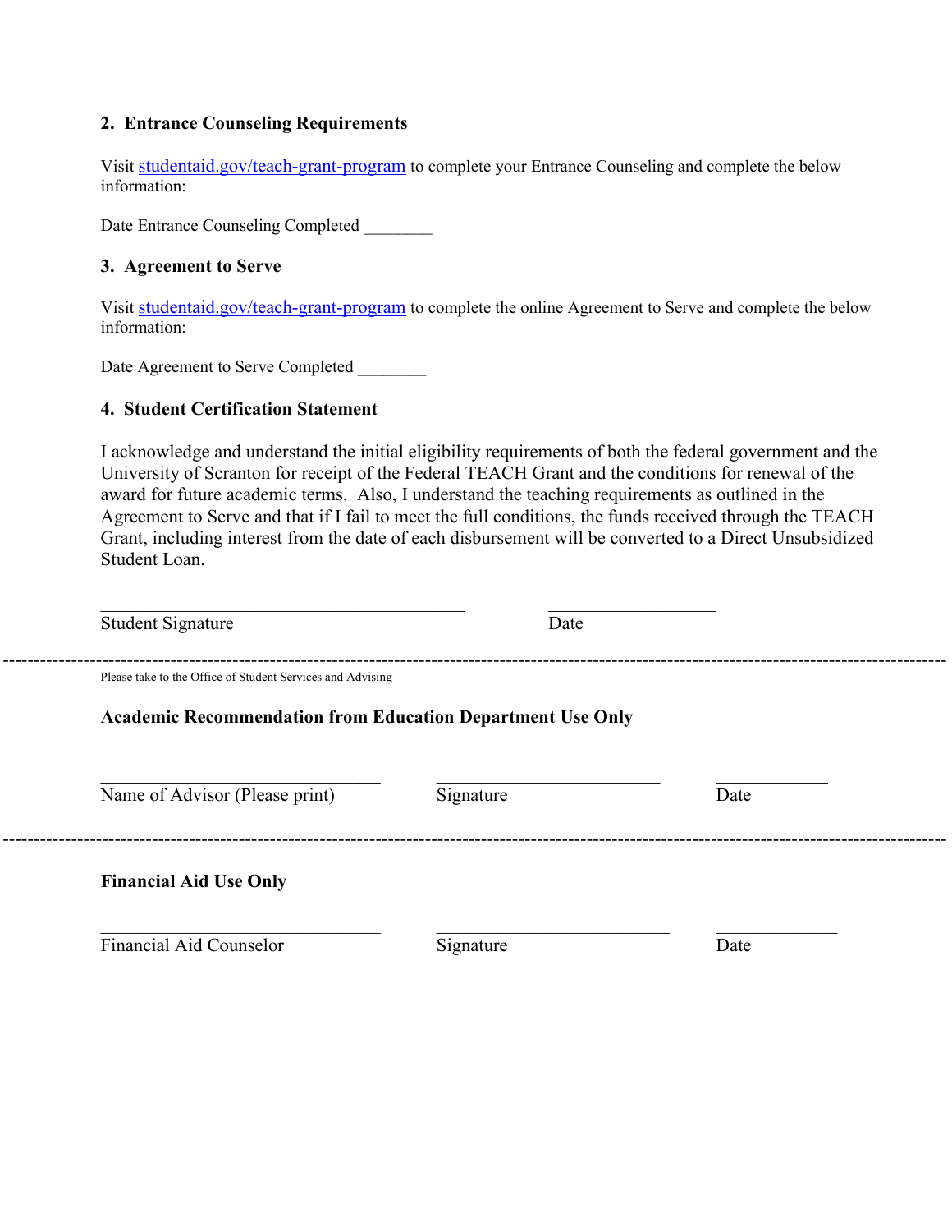## 2. Entrance Counseling Requirements

Visit [studentaid.gov/teach-grant-program](studentaid.gov/teach-grant-program) to complete your Entrance Counseling and complete the below information:

Date Entrance Counseling Completed ________

## 3. Agreement to Serve

Visit [studentaid.gov/teach-grant-program](studentaid.gov/teach-grant-program) to complete the online Agreement to Serve and complete the below information:

Date Agreement to Serve Completed ________

## 4. Student Certification Statement

I acknowledge and understand the initial eligibility requirements of both the federal government and the University of Scranton for receipt of the Federal TEACH Grant and the conditions for renewal of the award for future academic terms. Also, I understand the teaching requirements as outlined in the Agreement to Serve and that if I fail to meet the full conditions, the funds received through the TEACH Grant, including interest from the date of each disbursement will be converted to a Direct Unsubsidized Student Loan.

_________________________________________ ___________________

Student Signature Date

---

Please take to the Office of Student Services and Advising

**Academic Recommendation from Education Department Use Only**

________________________________ _________________________ ____________

Name of Advisor (Please print) Signature Date

---

**Financial Aid Use Only**

________________________________ __________________________ _____________

Financial Aid Counselor Signature Date